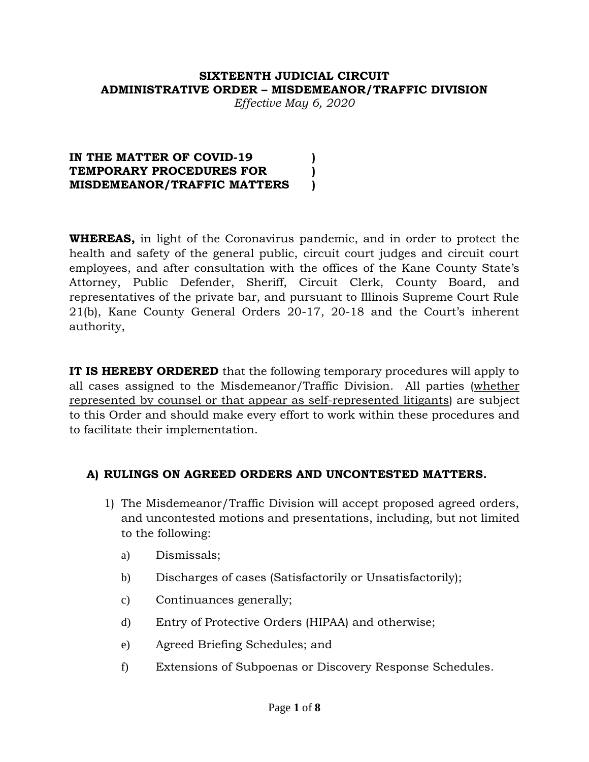**SIXTEENTH JUDICIAL CIRCUIT**
**ADMINISTRATIVE ORDER – MISDEMEANOR/TRAFFIC DIVISION**
*Effective May 6, 2020*

**IN THE MATTER OF COVID-19 )**
**TEMPORARY PROCEDURES FOR )**
**MISDEMEANOR/TRAFFIC MATTERS )**

**WHEREAS,** in light of the Coronavirus pandemic, and in order to protect the health and safety of the general public, circuit court judges and circuit court employees, and after consultation with the offices of the Kane County State's Attorney, Public Defender, Sheriff, Circuit Clerk, County Board, and representatives of the private bar, and pursuant to Illinois Supreme Court Rule 21(b), Kane County General Orders 20-17, 20-18 and the Court's inherent authority,

**IT IS HEREBY ORDERED** that the following temporary procedures will apply to all cases assigned to the Misdemeanor/Traffic Division. All parties (<u>whether represented by counsel or that appear as self-represented litigants</u>) are subject to this Order and should make every effort to work within these procedures and to facilitate their implementation.

## A) RULINGS ON AGREED ORDERS AND UNCONTESTED MATTERS.

1) The Misdemeanor/Traffic Division will accept proposed agreed orders, and uncontested motions and presentations, including, but not limited to the following:

   a) Dismissals;

   b) Discharges of cases (Satisfactorily or Unsatisfactorily);

   c) Continuances generally;

   d) Entry of Protective Orders (HIPAA) and otherwise;

   e) Agreed Briefing Schedules; and

   f) Extensions of Subpoenas or Discovery Response Schedules.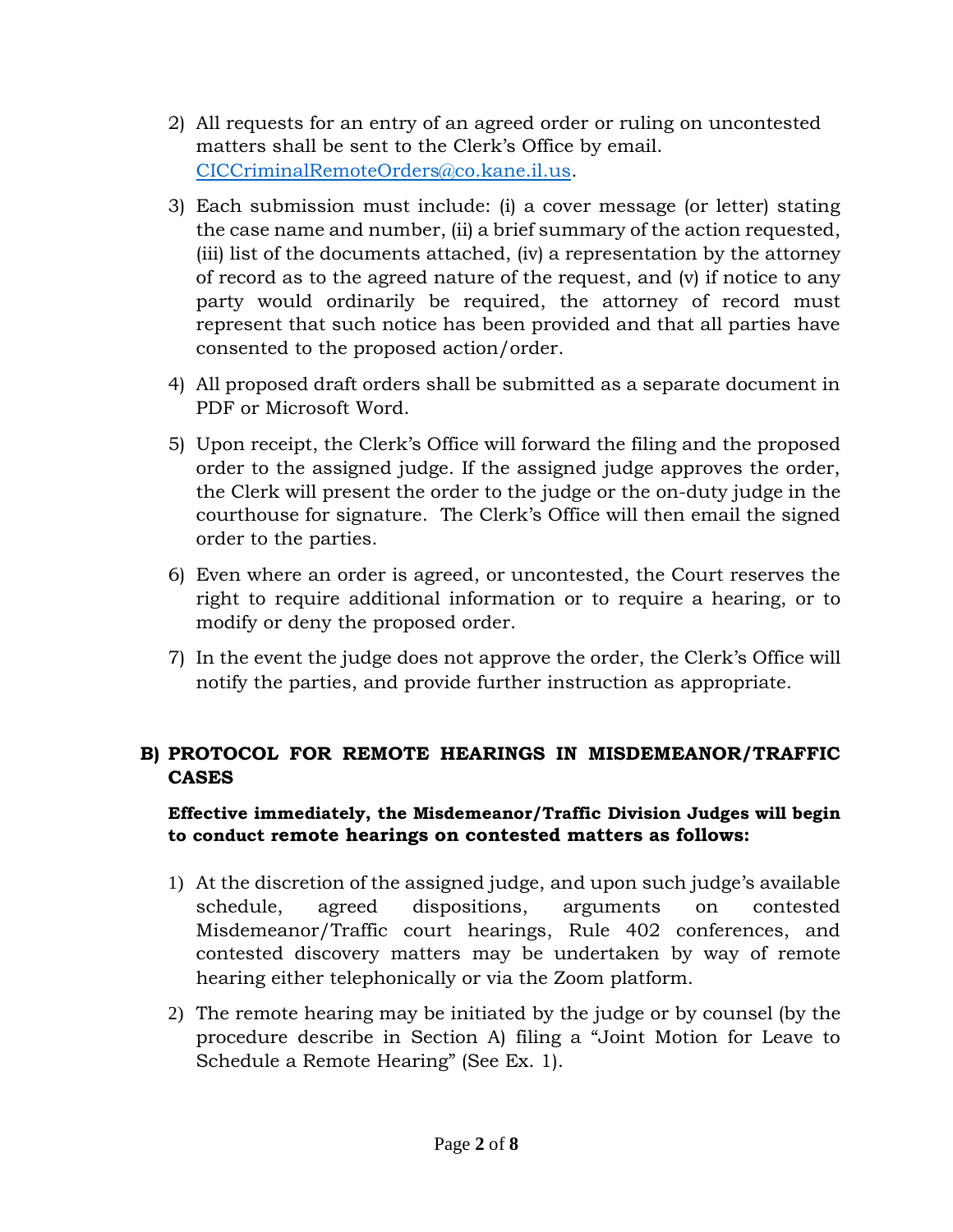2) All requests for an entry of an agreed order or ruling on uncontested matters shall be sent to the Clerk's Office by email. CICCriminalRemoteOrders@co.kane.il.us.

3) Each submission must include: (i) a cover message (or letter) stating the case name and number, (ii) a brief summary of the action requested, (iii) list of the documents attached, (iv) a representation by the attorney of record as to the agreed nature of the request, and (v) if notice to any party would ordinarily be required, the attorney of record must represent that such notice has been provided and that all parties have consented to the proposed action/order.

4) All proposed draft orders shall be submitted as a separate document in PDF or Microsoft Word.

5) Upon receipt, the Clerk's Office will forward the filing and the proposed order to the assigned judge. If the assigned judge approves the order, the Clerk will present the order to the judge or the on-duty judge in the courthouse for signature. The Clerk's Office will then email the signed order to the parties.

6) Even where an order is agreed, or uncontested, the Court reserves the right to require additional information or to require a hearing, or to modify or deny the proposed order.

7) In the event the judge does not approve the order, the Clerk's Office will notify the parties, and provide further instruction as appropriate.

## B) PROTOCOL FOR REMOTE HEARINGS IN MISDEMEANOR/TRAFFIC CASES

**Effective immediately, the Misdemeanor/Traffic Division Judges will begin to conduct remote hearings on contested matters as follows:**

1) At the discretion of the assigned judge, and upon such judge's available schedule, agreed dispositions, arguments on contested Misdemeanor/Traffic court hearings, Rule 402 conferences, and contested discovery matters may be undertaken by way of remote hearing either telephonically or via the Zoom platform.

2) The remote hearing may be initiated by the judge or by counsel (by the procedure describe in Section A) filing a "Joint Motion for Leave to Schedule a Remote Hearing" (See Ex. 1).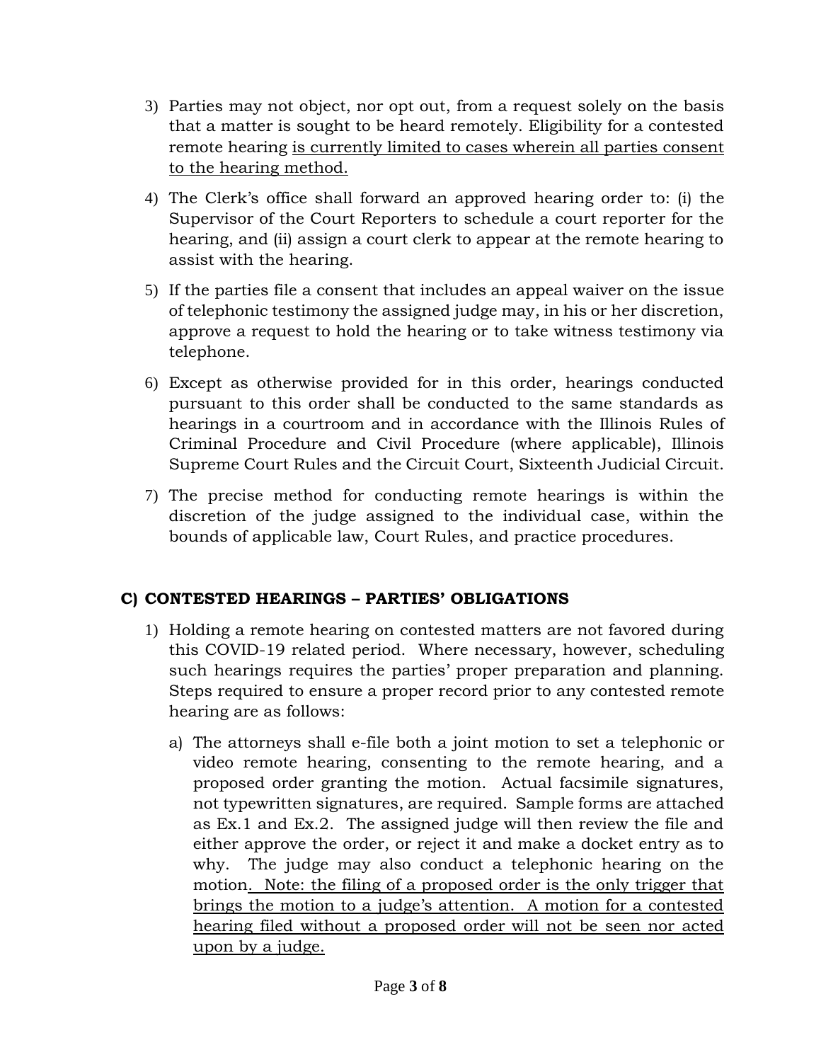3) Parties may not object, nor opt out, from a request solely on the basis that a matter is sought to be heard remotely. Eligibility for a contested remote hearing <u>is currently limited to cases wherein all parties consent to the hearing method.</u>

4) The Clerk's office shall forward an approved hearing order to: (i) the Supervisor of the Court Reporters to schedule a court reporter for the hearing, and (ii) assign a court clerk to appear at the remote hearing to assist with the hearing.

5) If the parties file a consent that includes an appeal waiver on the issue of telephonic testimony the assigned judge may, in his or her discretion, approve a request to hold the hearing or to take witness testimony via telephone.

6) Except as otherwise provided for in this order, hearings conducted pursuant to this order shall be conducted to the same standards as hearings in a courtroom and in accordance with the Illinois Rules of Criminal Procedure and Civil Procedure (where applicable), Illinois Supreme Court Rules and the Circuit Court, Sixteenth Judicial Circuit.

7) The precise method for conducting remote hearings is within the discretion of the judge assigned to the individual case, within the bounds of applicable law, Court Rules, and practice procedures.

## C) CONTESTED HEARINGS – PARTIES' OBLIGATIONS

1) Holding a remote hearing on contested matters are not favored during this COVID-19 related period. Where necessary, however, scheduling such hearings requires the parties' proper preparation and planning. Steps required to ensure a proper record prior to any contested remote hearing are as follows:

   a) The attorneys shall e-file both a joint motion to set a telephonic or video remote hearing, consenting to the remote hearing, and a proposed order granting the motion. Actual facsimile signatures, not typewritten signatures, are required. Sample forms are attached as Ex.1 and Ex.2. The assigned judge will then review the file and either approve the order, or reject it and make a docket entry as to why. The judge may also conduct a telephonic hearing on the motion<u>. Note: the filing of a proposed order is the only trigger that brings the motion to a judge's attention. A motion for a contested hearing filed without a proposed order will not be seen nor acted upon by a judge.</u>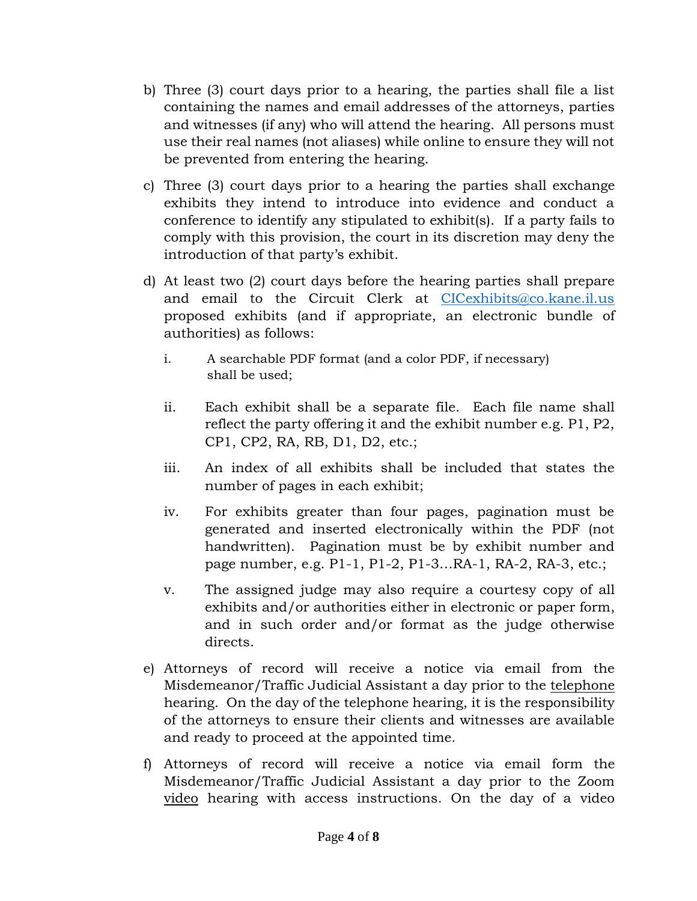b) Three (3) court days prior to a hearing, the parties shall file a list containing the names and email addresses of the attorneys, parties and witnesses (if any) who will attend the hearing. All persons must use their real names (not aliases) while online to ensure they will not be prevented from entering the hearing.

c) Three (3) court days prior to a hearing the parties shall exchange exhibits they intend to introduce into evidence and conduct a conference to identify any stipulated to exhibit(s). If a party fails to comply with this provision, the court in its discretion may deny the introduction of that party's exhibit.

d) At least two (2) court days before the hearing parties shall prepare and email to the Circuit Clerk at [CICexhibits@co.kane.il.us](mailto:CICexhibits@co.kane.il.us) proposed exhibits (and if appropriate, an electronic bundle of authorities) as follows:

   i. A searchable PDF format (and a color PDF, if necessary) shall be used;

   ii. Each exhibit shall be a separate file. Each file name shall reflect the party offering it and the exhibit number e.g. P1, P2, CP1, CP2, RA, RB, D1, D2, etc.;

   iii. An index of all exhibits shall be included that states the number of pages in each exhibit;

   iv. For exhibits greater than four pages, pagination must be generated and inserted electronically within the PDF (not handwritten). Pagination must be by exhibit number and page number, e.g. P1-1, P1-2, P1-3…RA-1, RA-2, RA-3, etc.;

   v. The assigned judge may also require a courtesy copy of all exhibits and/or authorities either in electronic or paper form, and in such order and/or format as the judge otherwise directs.

e) Attorneys of record will receive a notice via email from the Misdemeanor/Traffic Judicial Assistant a day prior to the <u>telephone</u> hearing. On the day of the telephone hearing, it is the responsibility of the attorneys to ensure their clients and witnesses are available and ready to proceed at the appointed time.

f) Attorneys of record will receive a notice via email form the Misdemeanor/Traffic Judicial Assistant a day prior to the Zoom <u>video</u> hearing with access instructions. On the day of a video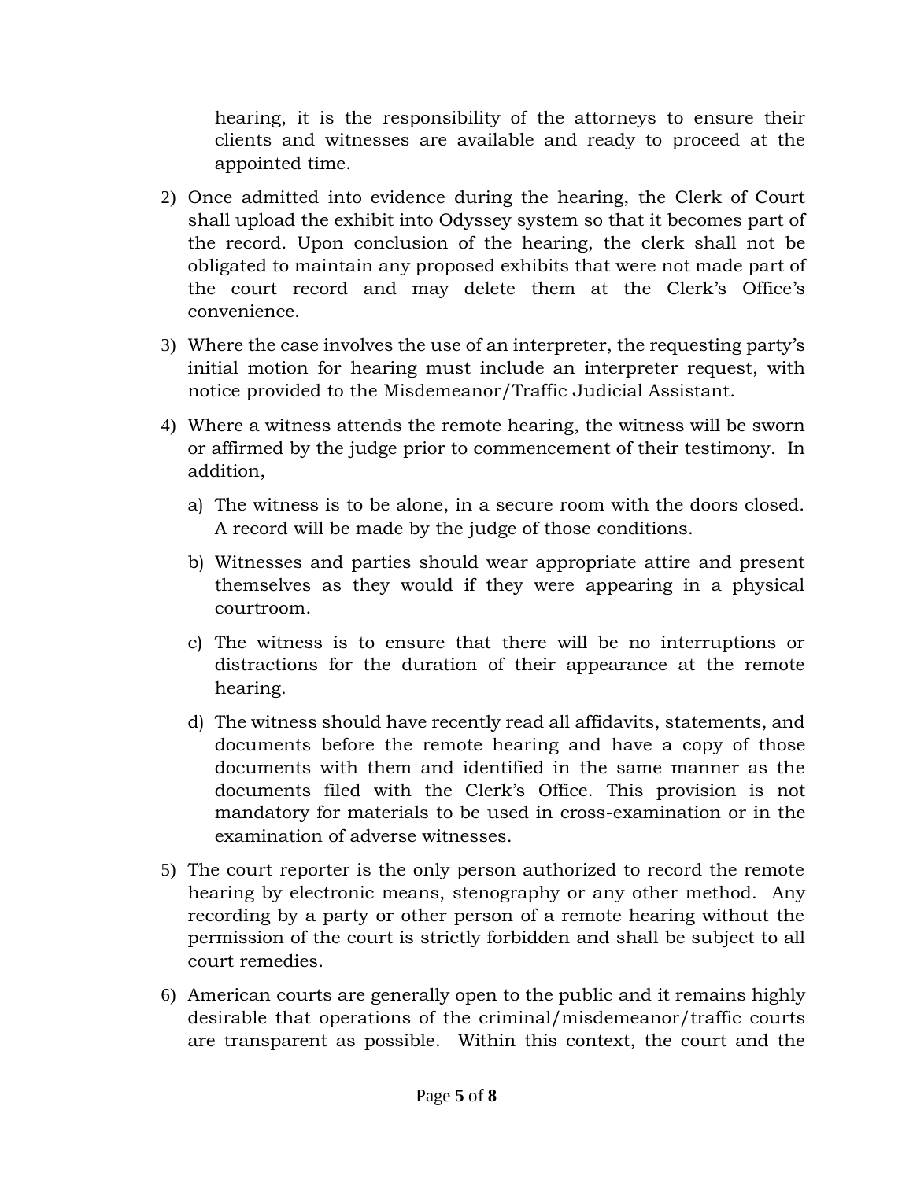hearing, it is the responsibility of the attorneys to ensure their clients and witnesses are available and ready to proceed at the appointed time.

2) Once admitted into evidence during the hearing, the Clerk of Court shall upload the exhibit into Odyssey system so that it becomes part of the record. Upon conclusion of the hearing, the clerk shall not be obligated to maintain any proposed exhibits that were not made part of the court record and may delete them at the Clerk's Office's convenience.

3) Where the case involves the use of an interpreter, the requesting party's initial motion for hearing must include an interpreter request, with notice provided to the Misdemeanor/Traffic Judicial Assistant.

4) Where a witness attends the remote hearing, the witness will be sworn or affirmed by the judge prior to commencement of their testimony. In addition,

   a) The witness is to be alone, in a secure room with the doors closed. A record will be made by the judge of those conditions.

   b) Witnesses and parties should wear appropriate attire and present themselves as they would if they were appearing in a physical courtroom.

   c) The witness is to ensure that there will be no interruptions or distractions for the duration of their appearance at the remote hearing.

   d) The witness should have recently read all affidavits, statements, and documents before the remote hearing and have a copy of those documents with them and identified in the same manner as the documents filed with the Clerk's Office. This provision is not mandatory for materials to be used in cross-examination or in the examination of adverse witnesses.

5) The court reporter is the only person authorized to record the remote hearing by electronic means, stenography or any other method. Any recording by a party or other person of a remote hearing without the permission of the court is strictly forbidden and shall be subject to all court remedies.

6) American courts are generally open to the public and it remains highly desirable that operations of the criminal/misdemeanor/traffic courts are transparent as possible. Within this context, the court and the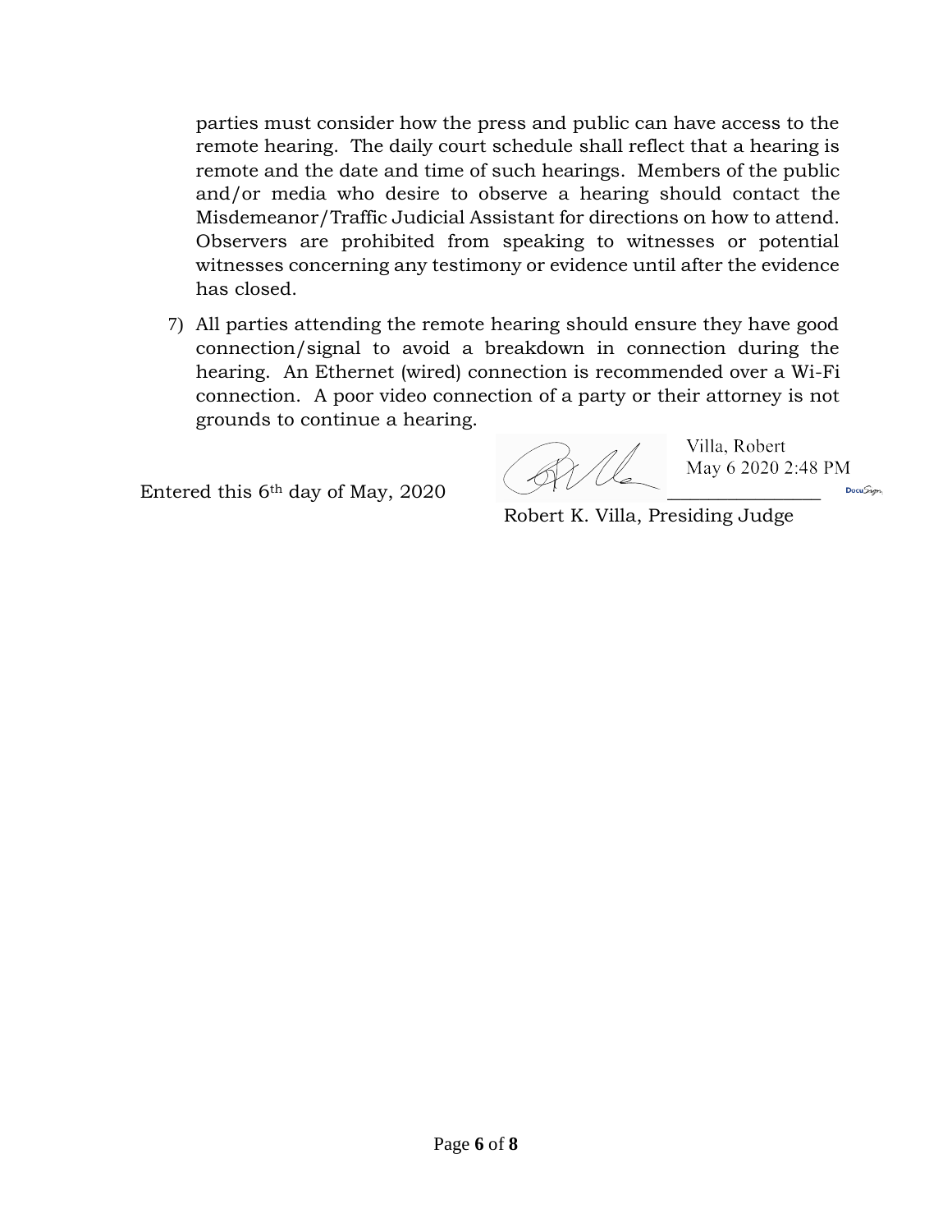parties must consider how the press and public can have access to the remote hearing. The daily court schedule shall reflect that a hearing is remote and the date and time of such hearings. Members of the public and/or media who desire to observe a hearing should contact the Misdemeanor/Traffic Judicial Assistant for directions on how to attend. Observers are prohibited from speaking to witnesses or potential witnesses concerning any testimony or evidence until after the evidence has closed.

7) All parties attending the remote hearing should ensure they have good connection/signal to avoid a breakdown in connection during the hearing. An Ethernet (wired) connection is recommended over a Wi-Fi connection. A poor video connection of a party or their attorney is not grounds to continue a hearing.

Entered this 6th day of May, 2020

Villa, Robert
May 6 2020 2:48 PM

\_\_\_\_\_\_\_\_\_\_\_\_\_\_\_\_

Robert K. Villa, Presiding Judge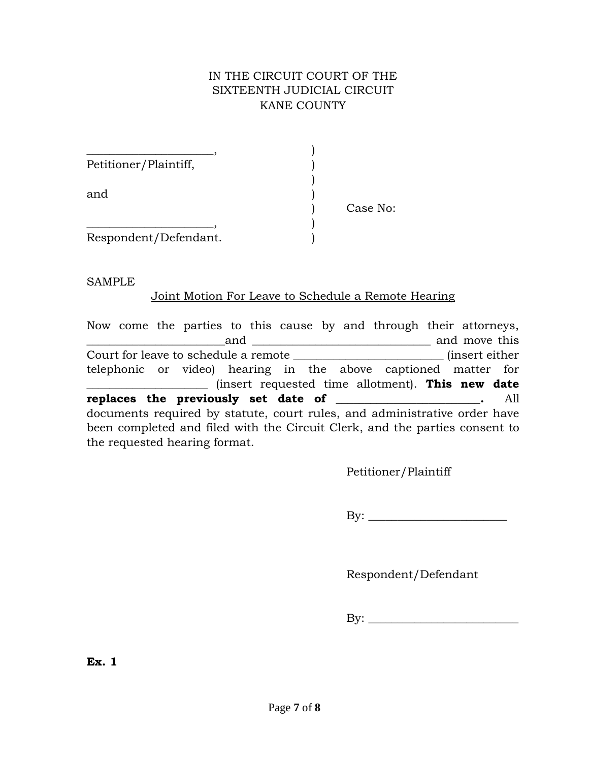IN THE CIRCUIT COURT OF THE
SIXTEENTH JUDICIAL CIRCUIT
KANE COUNTY

| | | |
|---|---|---|
| _____________________, | ) | |
| Petitioner/Plaintiff, | ) | |
| | ) | |
| and | ) | |
| | ) | Case No: |
| _____________________, | ) | |
| Respondent/Defendant. | ) | |

SAMPLE

Joint Motion For Leave to Schedule a Remote Hearing

Now come the parties to this cause by and through their attorneys, ________________________and _______________________________ and move this Court for leave to schedule a remote __________________________ (insert either telephonic or video) hearing in the above captioned matter for ____________________ (insert requested time allotment). **This new date replaces the previously set date of ________________________.** All documents required by statute, court rules, and administrative order have been completed and filed with the Circuit Clerk, and the parties consent to the requested hearing format.

Petitioner/Plaintiff

By: ________________________

Respondent/Defendant

By: __________________________

**Ex. 1**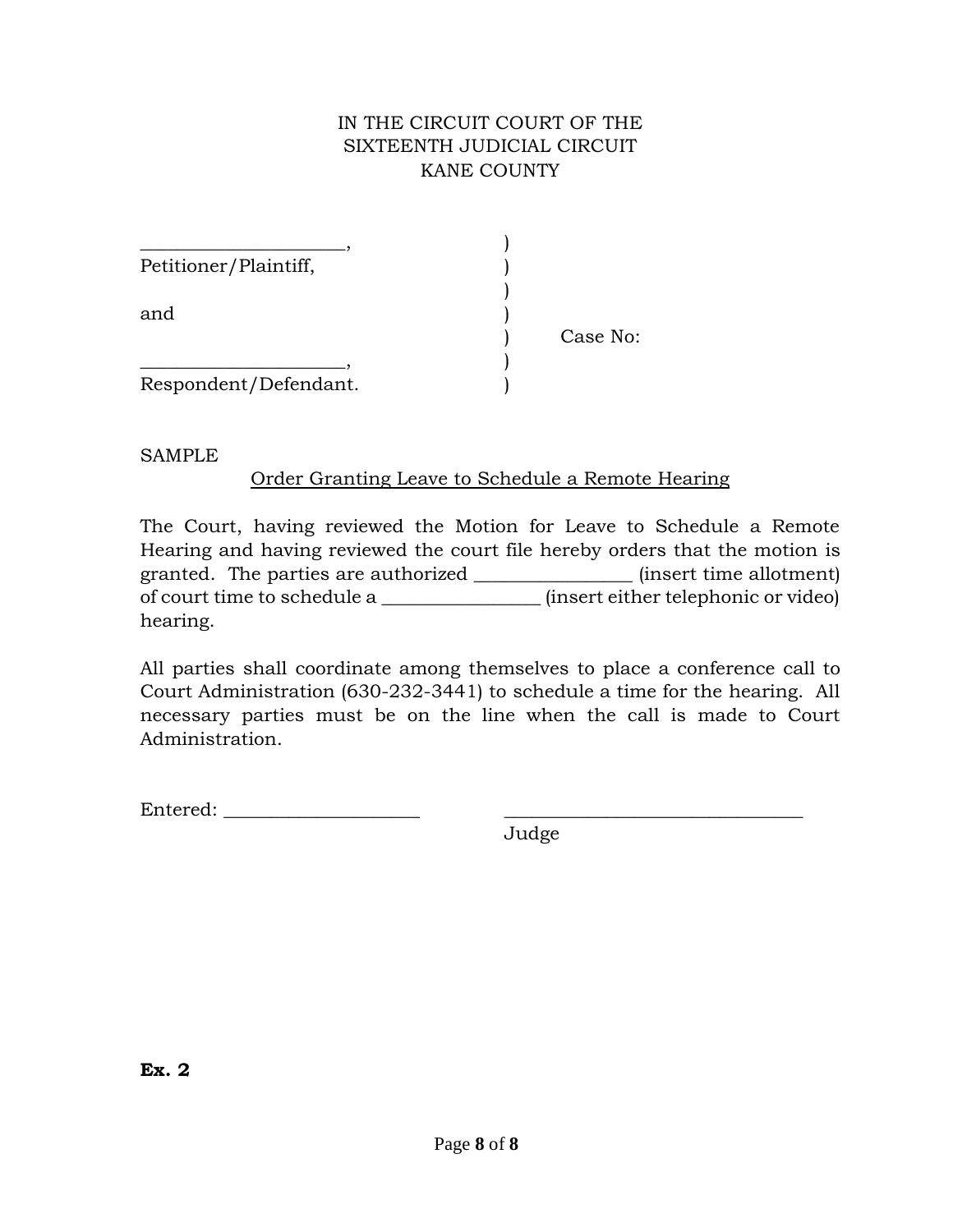IN THE CIRCUIT COURT OF THE
SIXTEENTH JUDICIAL CIRCUIT
KANE COUNTY

| | | |
|---|---|---|
| _____________________, | ) | |
| Petitioner/Plaintiff, | ) | |
| | ) | |
| and | ) | |
| | ) | Case No: |
| _____________________, | ) | |
| Respondent/Defendant. | ) | |

SAMPLE

Order Granting Leave to Schedule a Remote Hearing

The Court, having reviewed the Motion for Leave to Schedule a Remote Hearing and having reviewed the court file hereby orders that the motion is granted. The parties are authorized _________________ (insert time allotment) of court time to schedule a _________________ (insert either telephonic or video) hearing.

All parties shall coordinate among themselves to place a conference call to Court Administration (630-232-3441) to schedule a time for the hearing. All necessary parties must be on the line when the call is made to Court Administration.

Entered: _____________________ ________________________________
Judge

**Ex. 2**